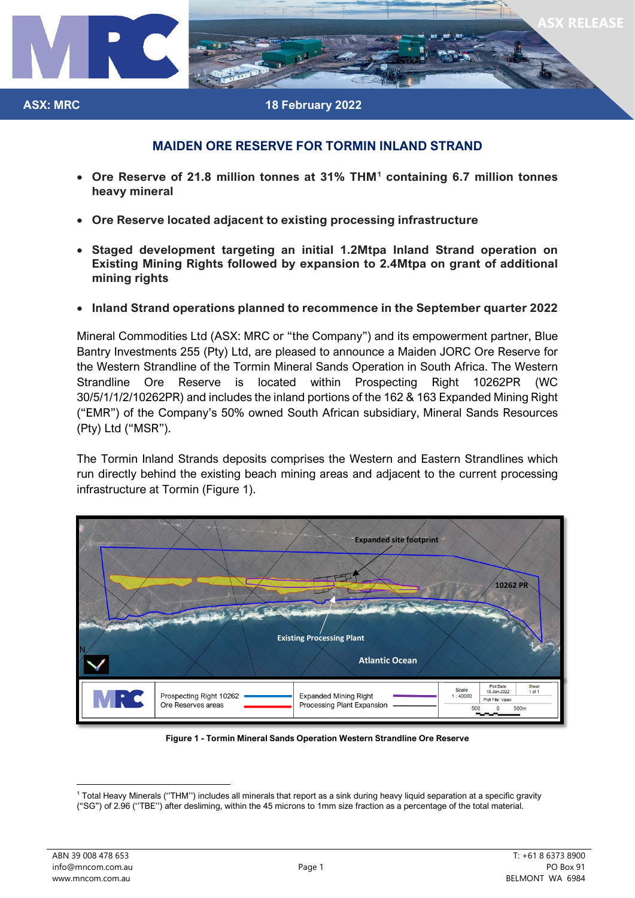ASX: MRC

18 February 2022

## MAIDEN ORE RESERVE FOR TORMIN INLAND STRAND

- **Ore Reserve of 21.8 million tonnes at 31% THM[1] containing 6.7 million tonnes heavy mineral**
- **Ore Reserve located adjacent to existing processing infrastructure**
- **Staged development targeting an initial 1.2Mtpa Inland Strand operation on Existing Mining Rights followed by expansion to 2.4Mtpa on grant of additional mining rights**
- **Inland Strand operations planned to recommence in the September quarter 2022**

Mineral Commodities Ltd (ASX: MRC or "the Company") and its empowerment partner, Blue Bantry Investments 255 (Pty) Ltd, are pleased to announce a Maiden JORC Ore Reserve for the Western Strandline of the Tormin Mineral Sands Operation in South Africa. The Western Strandline Ore Reserve is located within Prospecting Right 10262PR (WC 30/5/1/1/2/10262PR) and includes the inland portions of the 162 & 163 Expanded Mining Right ("EMR") of the Company's 50% owned South African subsidiary, Mineral Sands Resources (Pty) Ltd ("MSR").

The Tormin Inland Strands deposits comprises the Western and Eastern Strandlines which run directly behind the existing beach mining areas and adjacent to the current processing infrastructure at Tormin (Figure 1).

**Figure 1 - Tormin Mineral Sands Operation Western Strandline Ore Reserve**

[1] Total Heavy Minerals ("THM") includes all minerals that report as a sink during heavy liquid separation at a specific gravity ("SG") of 2.96 ("TBE") after desliming, within the 45 microns to 1mm size fraction as a percentage of the total material.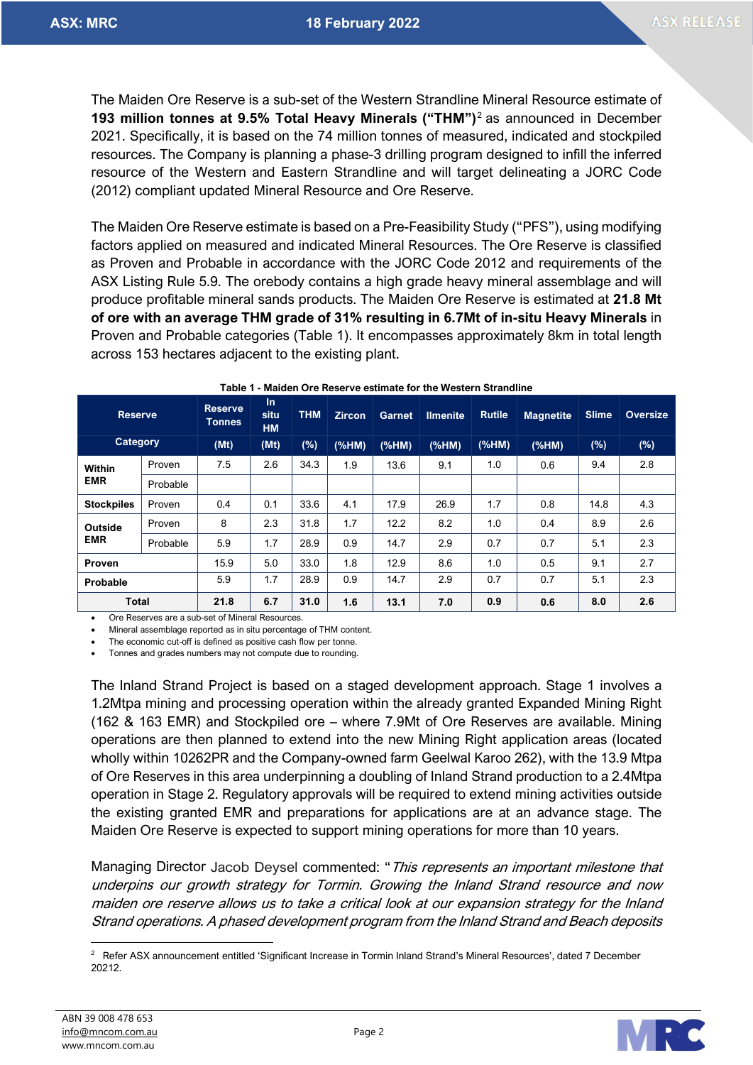The Maiden Ore Reserve is a sub-set of the Western Strandline Mineral Resource estimate of **193 million tonnes at 9.5% Total Heavy Minerals ("THM")**[2] as announced in December 2021. Specifically, it is based on the 74 million tonnes of measured, indicated and stockpiled resources. The Company is planning a phase-3 drilling program designed to infill the inferred resource of the Western and Eastern Strandline and will target delineating a JORC Code (2012) compliant updated Mineral Resource and Ore Reserve.

The Maiden Ore Reserve estimate is based on a Pre-Feasibility Study ("PFS"), using modifying factors applied on measured and indicated Mineral Resources. The Ore Reserve is classified as Proven and Probable in accordance with the JORC Code 2012 and requirements of the ASX Listing Rule 5.9. The orebody contains a high grade heavy mineral assemblage and will produce profitable mineral sands products. The Maiden Ore Reserve is estimated at **21.8 Mt of ore with an average THM grade of 31% resulting in 6.7Mt of in-situ Heavy Minerals** in Proven and Probable categories (Table 1). It encompasses approximately 8km in total length across 153 hectares adjacent to the existing plant.

**Table 1 - Maiden Ore Reserve estimate for the Western Strandline**

| Reserve Category | | Reserve Tonnes (Mt) | In situ HM (Mt) | THM (%) | Zircon (%HM) | Garnet (%HM) | Ilmenite (%HM) | Rutile (%HM) | Magnetite (%HM) | Slime (%) | Oversize (%) |
|---|---|---|---|---|---|---|---|---|---|---|---|
| **Within EMR** | Proven | 7.5 | 2.6 | 34.3 | 1.9 | 13.6 | 9.1 | 1.0 | 0.6 | 9.4 | 2.8 |
| | Probable | | | | | | | | | | |
| **Stockpiles** | Proven | 0.4 | 0.1 | 33.6 | 4.1 | 17.9 | 26.9 | 1.7 | 0.8 | 14.8 | 4.3 |
| **Outside EMR** | Proven | 8 | 2.3 | 31.8 | 1.7 | 12.2 | 8.2 | 1.0 | 0.4 | 8.9 | 2.6 |
| | Probable | 5.9 | 1.7 | 28.9 | 0.9 | 14.7 | 2.9 | 0.7 | 0.7 | 5.1 | 2.3 |
| **Proven** | | 15.9 | 5.0 | 33.0 | 1.8 | 12.9 | 8.6 | 1.0 | 0.5 | 9.1 | 2.7 |
| **Probable** | | 5.9 | 1.7 | 28.9 | 0.9 | 14.7 | 2.9 | 0.7 | 0.7 | 5.1 | 2.3 |
| **Total** | | **21.8** | **6.7** | **31.0** | **1.6** | **13.1** | **7.0** | **0.9** | **0.6** | **8.0** | **2.6** |

- Ore Reserves are a sub-set of Mineral Resources.
- Mineral assemblage reported as in situ percentage of THM content.
- The economic cut-off is defined as positive cash flow per tonne.
- Tonnes and grades numbers may not compute due to rounding.

The Inland Strand Project is based on a staged development approach. Stage 1 involves a 1.2Mtpa mining and processing operation within the already granted Expanded Mining Right (162 & 163 EMR) and Stockpiled ore – where 7.9Mt of Ore Reserves are available. Mining operations are then planned to extend into the new Mining Right application areas (located wholly within 10262PR and the Company-owned farm Geelwal Karoo 262), with the 13.9 Mtpa of Ore Reserves in this area underpinning a doubling of Inland Strand production to a 2.4Mtpa operation in Stage 2. Regulatory approvals will be required to extend mining activities outside the existing granted EMR and preparations for applications are at an advance stage. The Maiden Ore Reserve is expected to support mining operations for more than 10 years.

Managing Director Jacob Deysel commented: "*This represents an important milestone that underpins our growth strategy for Tormin. Growing the Inland Strand resource and now maiden ore reserve allows us to take a critical look at our expansion strategy for the Inland Strand operations. A phased development program from the Inland Strand and Beach deposits*

---

[2] Refer ASX announcement entitled 'Significant Increase in Tormin Inland Strand's Mineral Resources', dated 7 December 20212.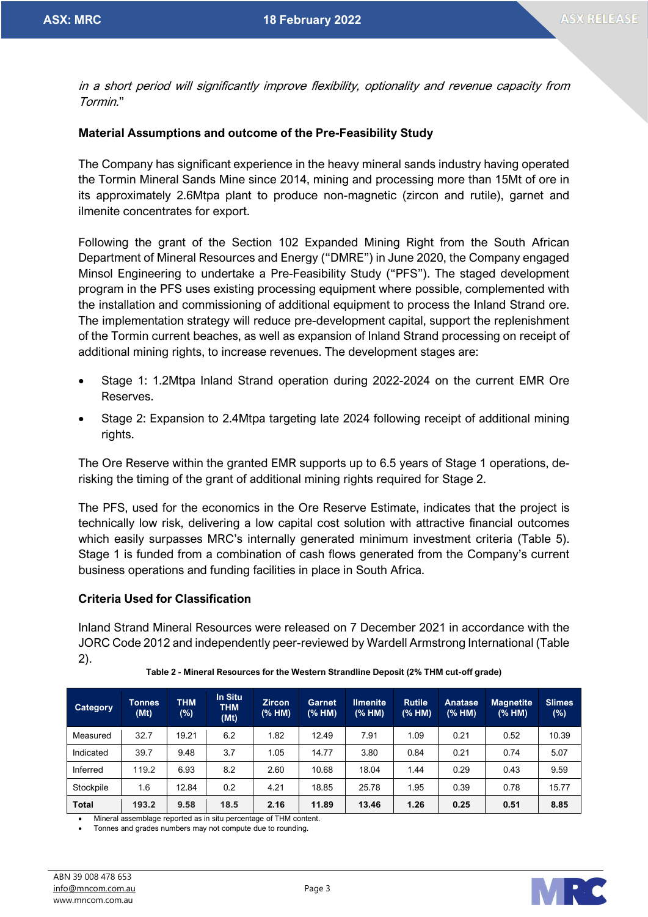*in a short period will significantly improve flexibility, optionality and revenue capacity from Tormin.*"

**Material Assumptions and outcome of the Pre-Feasibility Study**

The Company has significant experience in the heavy mineral sands industry having operated the Tormin Mineral Sands Mine since 2014, mining and processing more than 15Mt of ore in its approximately 2.6Mtpa plant to produce non-magnetic (zircon and rutile), garnet and ilmenite concentrates for export.

Following the grant of the Section 102 Expanded Mining Right from the South African Department of Mineral Resources and Energy ("DMRE") in June 2020, the Company engaged Minsol Engineering to undertake a Pre-Feasibility Study ("PFS"). The staged development program in the PFS uses existing processing equipment where possible, complemented with the installation and commissioning of additional equipment to process the Inland Strand ore. The implementation strategy will reduce pre-development capital, support the replenishment of the Tormin current beaches, as well as expansion of Inland Strand processing on receipt of additional mining rights, to increase revenues. The development stages are:

- Stage 1: 1.2Mtpa Inland Strand operation during 2022-2024 on the current EMR Ore Reserves.
- Stage 2: Expansion to 2.4Mtpa targeting late 2024 following receipt of additional mining rights.

The Ore Reserve within the granted EMR supports up to 6.5 years of Stage 1 operations, de-risking the timing of the grant of additional mining rights required for Stage 2.

The PFS, used for the economics in the Ore Reserve Estimate, indicates that the project is technically low risk, delivering a low capital cost solution with attractive financial outcomes which easily surpasses MRC's internally generated minimum investment criteria (Table 5). Stage 1 is funded from a combination of cash flows generated from the Company's current business operations and funding facilities in place in South Africa.

**Criteria Used for Classification**

Inland Strand Mineral Resources were released on 7 December 2021 in accordance with the JORC Code 2012 and independently peer-reviewed by Wardell Armstrong International (Table 2).

**Table 2 - Mineral Resources for the Western Strandline Deposit (2% THM cut-off grade)**

| Category | Tonnes (Mt) | THM (%) | In Situ THM (Mt) | Zircon (% HM) | Garnet (% HM) | Ilmenite (% HM) | Rutile (% HM) | Anatase (% HM) | Magnetite (% HM) | Slimes (%) |
|---|---|---|---|---|---|---|---|---|---|---|
| Measured | 32.7 | 19.21 | 6.2 | 1.82 | 12.49 | 7.91 | 1.09 | 0.21 | 0.52 | 10.39 |
| Indicated | 39.7 | 9.48 | 3.7 | 1.05 | 14.77 | 3.80 | 0.84 | 0.21 | 0.74 | 5.07 |
| Inferred | 119.2 | 6.93 | 8.2 | 2.60 | 10.68 | 18.04 | 1.44 | 0.29 | 0.43 | 9.59 |
| Stockpile | 1.6 | 12.84 | 0.2 | 4.21 | 18.85 | 25.78 | 1.95 | 0.39 | 0.78 | 15.77 |
| **Total** | **193.2** | **9.58** | **18.5** | **2.16** | **11.89** | **13.46** | **1.26** | **0.25** | **0.51** | **8.85** |

- Mineral assemblage reported as in situ percentage of THM content.
- Tonnes and grades numbers may not compute due to rounding.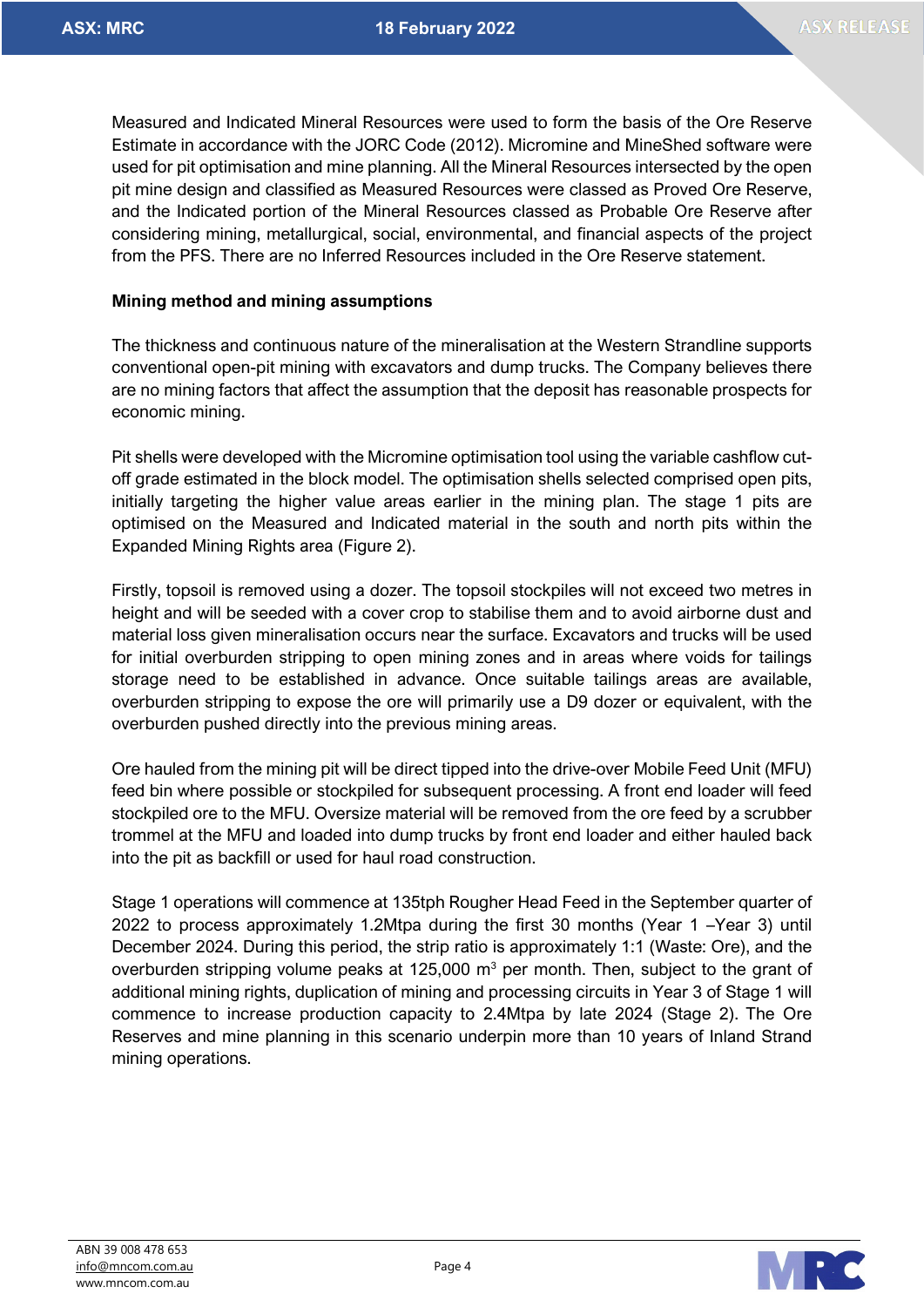Measured and Indicated Mineral Resources were used to form the basis of the Ore Reserve Estimate in accordance with the JORC Code (2012). Micromine and MineShed software were used for pit optimisation and mine planning. All the Mineral Resources intersected by the open pit mine design and classified as Measured Resources were classed as Proved Ore Reserve, and the Indicated portion of the Mineral Resources classed as Probable Ore Reserve after considering mining, metallurgical, social, environmental, and financial aspects of the project from the PFS. There are no Inferred Resources included in the Ore Reserve statement.

**Mining method and mining assumptions**

The thickness and continuous nature of the mineralisation at the Western Strandline supports conventional open-pit mining with excavators and dump trucks. The Company believes there are no mining factors that affect the assumption that the deposit has reasonable prospects for economic mining.

Pit shells were developed with the Micromine optimisation tool using the variable cashflow cut-off grade estimated in the block model. The optimisation shells selected comprised open pits, initially targeting the higher value areas earlier in the mining plan. The stage 1 pits are optimised on the Measured and Indicated material in the south and north pits within the Expanded Mining Rights area (Figure 2).

Firstly, topsoil is removed using a dozer. The topsoil stockpiles will not exceed two metres in height and will be seeded with a cover crop to stabilise them and to avoid airborne dust and material loss given mineralisation occurs near the surface. Excavators and trucks will be used for initial overburden stripping to open mining zones and in areas where voids for tailings storage need to be established in advance. Once suitable tailings areas are available, overburden stripping to expose the ore will primarily use a D9 dozer or equivalent, with the overburden pushed directly into the previous mining areas.

Ore hauled from the mining pit will be direct tipped into the drive-over Mobile Feed Unit (MFU) feed bin where possible or stockpiled for subsequent processing. A front end loader will feed stockpiled ore to the MFU. Oversize material will be removed from the ore feed by a scrubber trommel at the MFU and loaded into dump trucks by front end loader and either hauled back into the pit as backfill or used for haul road construction.

Stage 1 operations will commence at 135tph Rougher Head Feed in the September quarter of 2022 to process approximately 1.2Mtpa during the first 30 months (Year 1 –Year 3) until December 2024. During this period, the strip ratio is approximately 1:1 (Waste: Ore), and the overburden stripping volume peaks at 125,000 $m^3$ per month. Then, subject to the grant of additional mining rights, duplication of mining and processing circuits in Year 3 of Stage 1 will commence to increase production capacity to 2.4Mtpa by late 2024 (Stage 2). The Ore Reserves and mine planning in this scenario underpin more than 10 years of Inland Strand mining operations.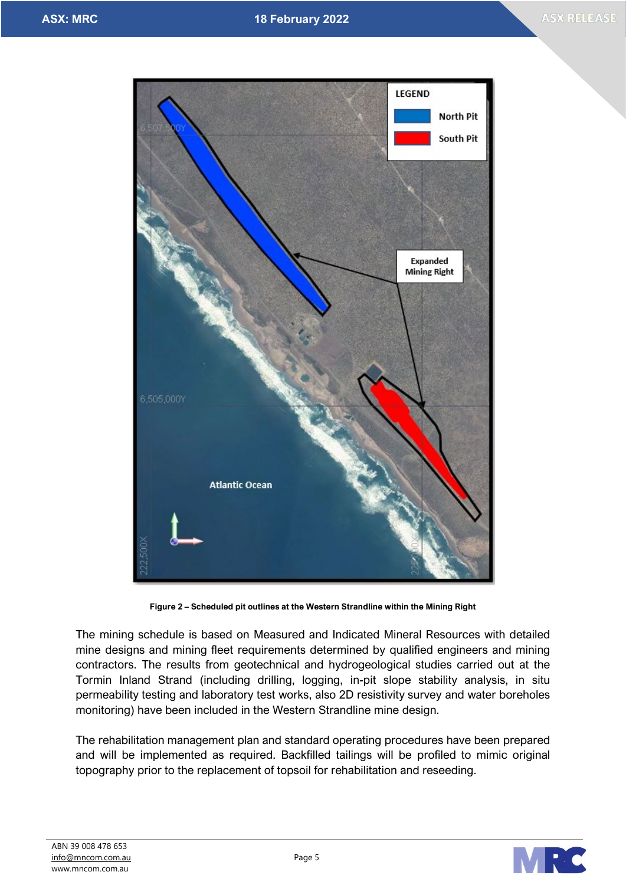Figure 2 – Scheduled pit outlines at the Western Strandline within the Mining Right

The mining schedule is based on Measured and Indicated Mineral Resources with detailed mine designs and mining fleet requirements determined by qualified engineers and mining contractors. The results from geotechnical and hydrogeological studies carried out at the Tormin Inland Strand (including drilling, logging, in-pit slope stability analysis, in situ permeability testing and laboratory test works, also 2D resistivity survey and water boreholes monitoring) have been included in the Western Strandline mine design.

The rehabilitation management plan and standard operating procedures have been prepared and will be implemented as required. Backfilled tailings will be profiled to mimic original topography prior to the replacement of topsoil for rehabilitation and reseeding.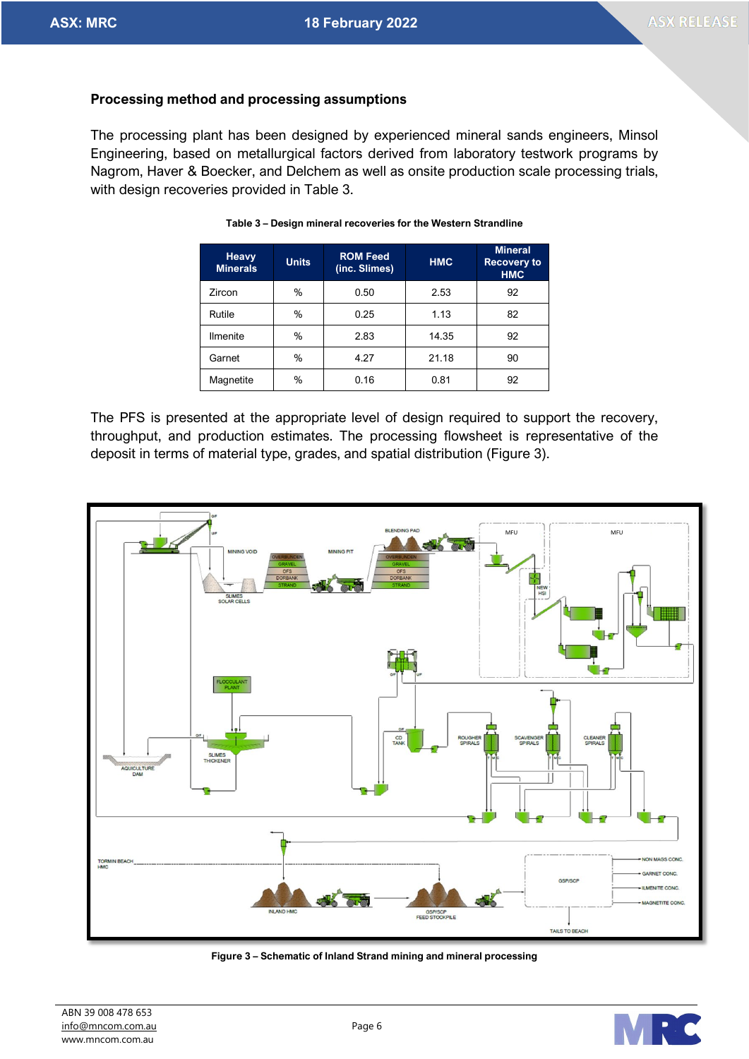## Processing method and processing assumptions

The processing plant has been designed by experienced mineral sands engineers, Minsol Engineering, based on metallurgical factors derived from laboratory testwork programs by Nagrom, Haver & Boecker, and Delchem as well as onsite production scale processing trials, with design recoveries provided in Table 3.

**Table 3 – Design mineral recoveries for the Western Strandline**

| Heavy Minerals | Units | ROM Feed (inc. Slimes) | HMC | Mineral Recovery to HMC |
|---|---|---|---|---|
| Zircon | % | 0.50 | 2.53 | 92 |
| Rutile | % | 0.25 | 1.13 | 82 |
| Ilmenite | % | 2.83 | 14.35 | 92 |
| Garnet | % | 4.27 | 21.18 | 90 |
| Magnetite | % | 0.16 | 0.81 | 92 |

The PFS is presented at the appropriate level of design required to support the recovery, throughput, and production estimates. The processing flowsheet is representative of the deposit in terms of material type, grades, and spatial distribution (Figure 3).

**Figure 3 – Schematic of Inland Strand mining and mineral processing**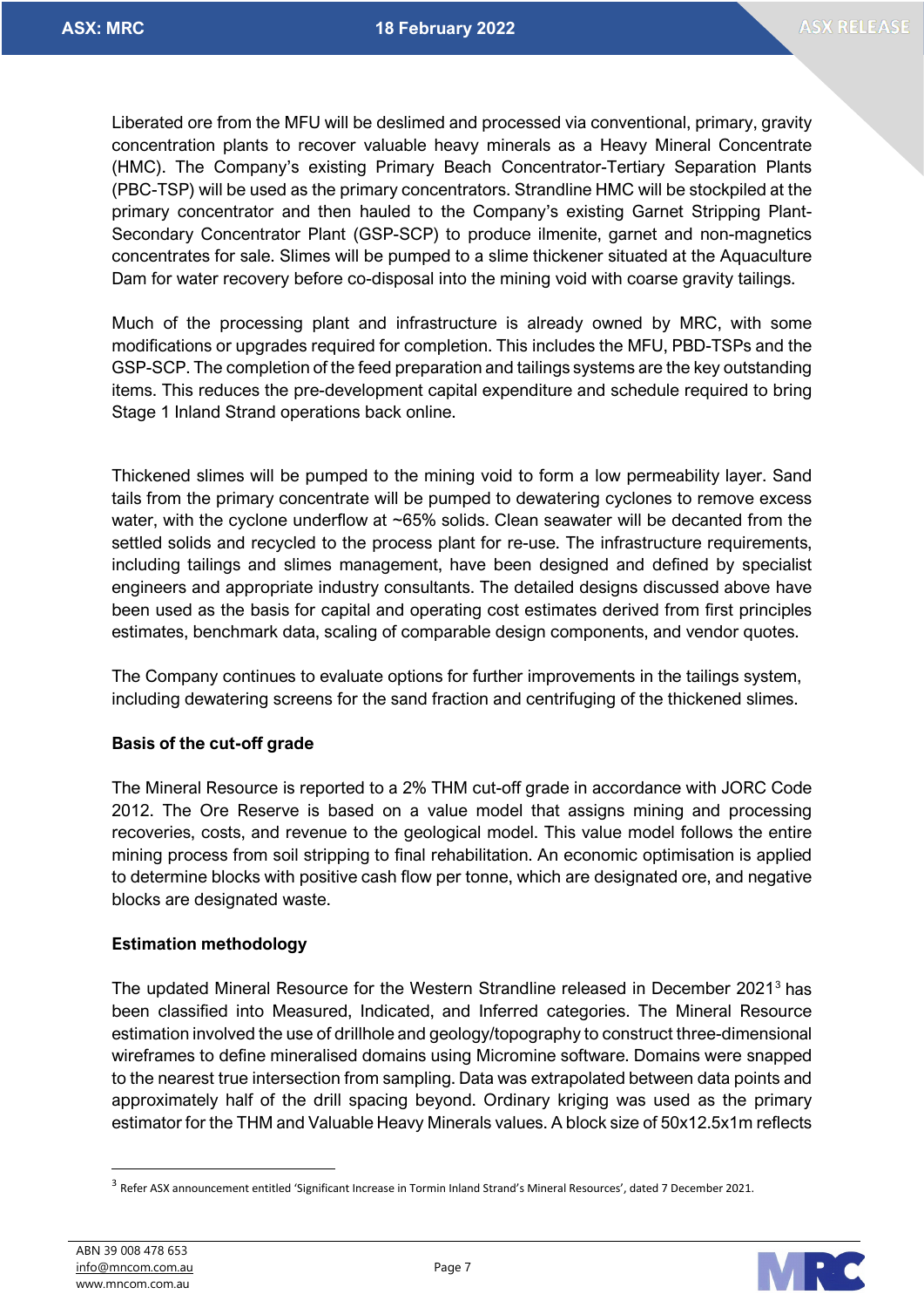Liberated ore from the MFU will be deslimed and processed via conventional, primary, gravity concentration plants to recover valuable heavy minerals as a Heavy Mineral Concentrate (HMC). The Company's existing Primary Beach Concentrator-Tertiary Separation Plants (PBC-TSP) will be used as the primary concentrators. Strandline HMC will be stockpiled at the primary concentrator and then hauled to the Company's existing Garnet Stripping Plant-Secondary Concentrator Plant (GSP-SCP) to produce ilmenite, garnet and non-magnetics concentrates for sale. Slimes will be pumped to a slime thickener situated at the Aquaculture Dam for water recovery before co-disposal into the mining void with coarse gravity tailings.

Much of the processing plant and infrastructure is already owned by MRC, with some modifications or upgrades required for completion. This includes the MFU, PBD-TSPs and the GSP-SCP. The completion of the feed preparation and tailings systems are the key outstanding items. This reduces the pre-development capital expenditure and schedule required to bring Stage 1 Inland Strand operations back online.

Thickened slimes will be pumped to the mining void to form a low permeability layer. Sand tails from the primary concentrate will be pumped to dewatering cyclones to remove excess water, with the cyclone underflow at ~65% solids. Clean seawater will be decanted from the settled solids and recycled to the process plant for re-use. The infrastructure requirements, including tailings and slimes management, have been designed and defined by specialist engineers and appropriate industry consultants. The detailed designs discussed above have been used as the basis for capital and operating cost estimates derived from first principles estimates, benchmark data, scaling of comparable design components, and vendor quotes.

The Company continues to evaluate options for further improvements in the tailings system, including dewatering screens for the sand fraction and centrifuging of the thickened slimes.

**Basis of the cut-off grade**

The Mineral Resource is reported to a 2% THM cut-off grade in accordance with JORC Code 2012. The Ore Reserve is based on a value model that assigns mining and processing recoveries, costs, and revenue to the geological model. This value model follows the entire mining process from soil stripping to final rehabilitation. An economic optimisation is applied to determine blocks with positive cash flow per tonne, which are designated ore, and negative blocks are designated waste.

**Estimation methodology**

The updated Mineral Resource for the Western Strandline released in December 2021[3] has been classified into Measured, Indicated, and Inferred categories. The Mineral Resource estimation involved the use of drillhole and geology/topography to construct three-dimensional wireframes to define mineralised domains using Micromine software. Domains were snapped to the nearest true intersection from sampling. Data was extrapolated between data points and approximately half of the drill spacing beyond. Ordinary kriging was used as the primary estimator for the THM and Valuable Heavy Minerals values. A block size of 50x12.5x1m reflects

[3] Refer ASX announcement entitled 'Significant Increase in Tormin Inland Strand's Mineral Resources', dated 7 December 2021.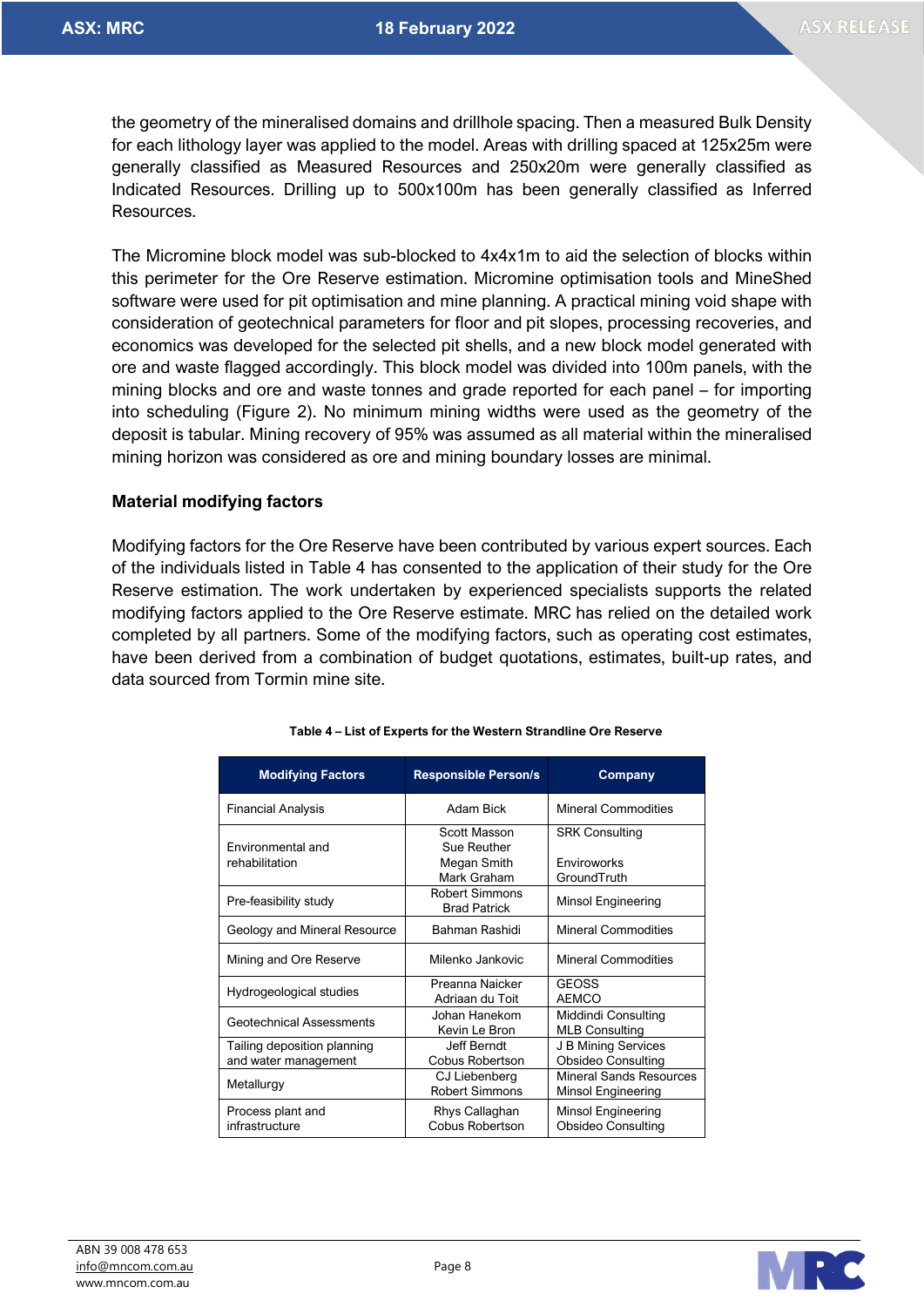the geometry of the mineralised domains and drillhole spacing. Then a measured Bulk Density for each lithology layer was applied to the model. Areas with drilling spaced at 125x25m were generally classified as Measured Resources and 250x20m were generally classified as Indicated Resources. Drilling up to 500x100m has been generally classified as Inferred Resources.

The Micromine block model was sub-blocked to 4x4x1m to aid the selection of blocks within this perimeter for the Ore Reserve estimation. Micromine optimisation tools and MineShed software were used for pit optimisation and mine planning. A practical mining void shape with consideration of geotechnical parameters for floor and pit slopes, processing recoveries, and economics was developed for the selected pit shells, and a new block model generated with ore and waste flagged accordingly. This block model was divided into 100m panels, with the mining blocks and ore and waste tonnes and grade reported for each panel – for importing into scheduling (Figure 2). No minimum mining widths were used as the geometry of the deposit is tabular. Mining recovery of 95% was assumed as all material within the mineralised mining horizon was considered as ore and mining boundary losses are minimal.

## Material modifying factors

Modifying factors for the Ore Reserve have been contributed by various expert sources. Each of the individuals listed in Table 4 has consented to the application of their study for the Ore Reserve estimation. The work undertaken by experienced specialists supports the related modifying factors applied to the Ore Reserve estimate. MRC has relied on the detailed work completed by all partners. Some of the modifying factors, such as operating cost estimates, have been derived from a combination of budget quotations, estimates, built-up rates, and data sourced from Tormin mine site.

**Table 4 – List of Experts for the Western Strandline Ore Reserve**

| Modifying Factors | Responsible Person/s | Company |
|---|---|---|
| Financial Analysis | Adam Bick | Mineral Commodities |
| Environmental and rehabilitation | Scott Masson<br>Sue Reuther<br>Megan Smith<br>Mark Graham | SRK Consulting<br><br>Enviroworks<br>GroundTruth |
| Pre-feasibility study | Robert Simmons<br>Brad Patrick | Minsol Engineering |
| Geology and Mineral Resource | Bahman Rashidi | Mineral Commodities |
| Mining and Ore Reserve | Milenko Jankovic | Mineral Commodities |
| Hydrogeological studies | Preanna Naicker<br>Adriaan du Toit | GEOSS<br>AEMCO |
| Geotechnical Assessments | Johan Hanekom<br>Kevin Le Bron | Middindi Consulting<br>MLB Consulting |
| Tailing deposition planning and water management | Jeff Berndt<br>Cobus Robertson | J B Mining Services<br>Obsideo Consulting |
| Metallurgy | CJ Liebenberg<br>Robert Simmons | Mineral Sands Resources<br>Minsol Engineering |
| Process plant and infrastructure | Rhys Callaghan<br>Cobus Robertson | Minsol Engineering<br>Obsideo Consulting |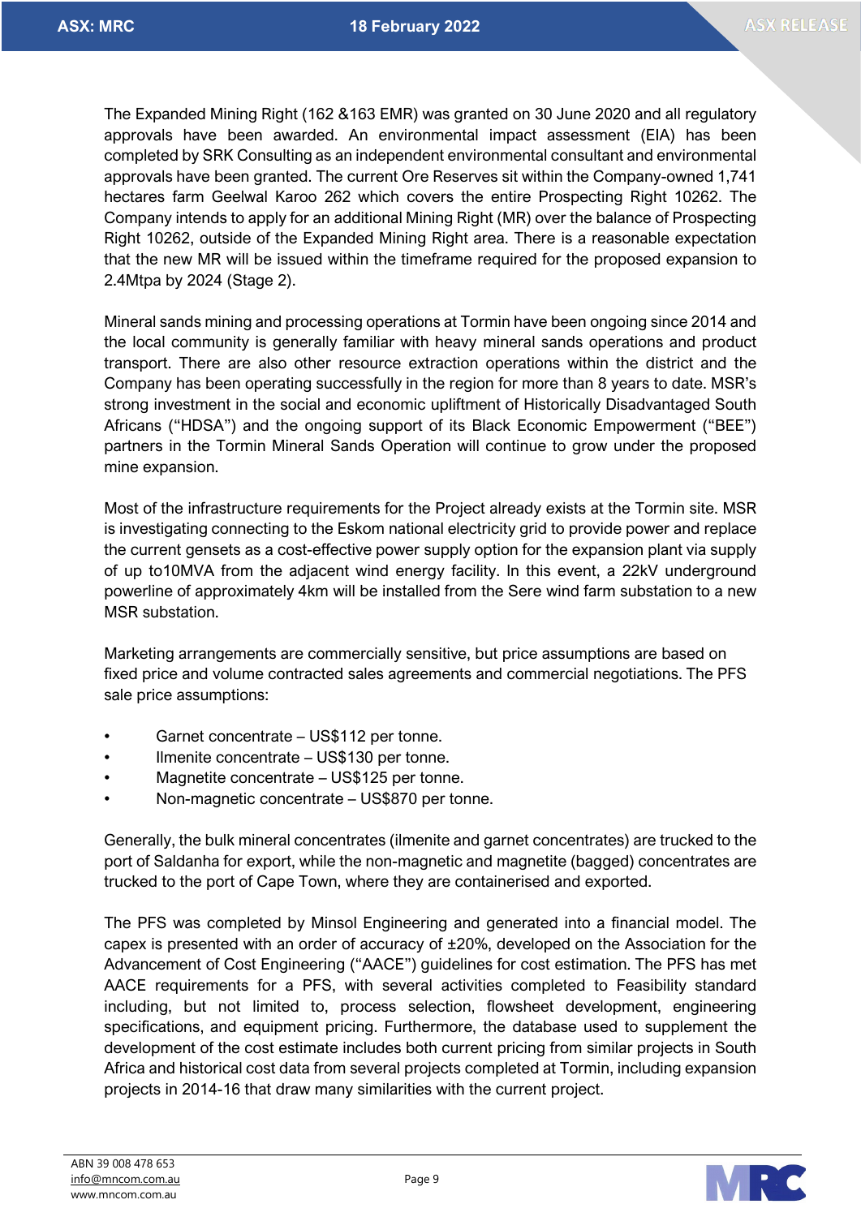The Expanded Mining Right (162 &163 EMR) was granted on 30 June 2020 and all regulatory approvals have been awarded. An environmental impact assessment (EIA) has been completed by SRK Consulting as an independent environmental consultant and environmental approvals have been granted. The current Ore Reserves sit within the Company-owned 1,741 hectares farm Geelwal Karoo 262 which covers the entire Prospecting Right 10262. The Company intends to apply for an additional Mining Right (MR) over the balance of Prospecting Right 10262, outside of the Expanded Mining Right area. There is a reasonable expectation that the new MR will be issued within the timeframe required for the proposed expansion to 2.4Mtpa by 2024 (Stage 2).

Mineral sands mining and processing operations at Tormin have been ongoing since 2014 and the local community is generally familiar with heavy mineral sands operations and product transport. There are also other resource extraction operations within the district and the Company has been operating successfully in the region for more than 8 years to date. MSR's strong investment in the social and economic upliftment of Historically Disadvantaged South Africans ("HDSA") and the ongoing support of its Black Economic Empowerment ("BEE") partners in the Tormin Mineral Sands Operation will continue to grow under the proposed mine expansion.

Most of the infrastructure requirements for the Project already exists at the Tormin site. MSR is investigating connecting to the Eskom national electricity grid to provide power and replace the current gensets as a cost-effective power supply option for the expansion plant via supply of up to10MVA from the adjacent wind energy facility. In this event, a 22kV underground powerline of approximately 4km will be installed from the Sere wind farm substation to a new MSR substation.

Marketing arrangements are commercially sensitive, but price assumptions are based on fixed price and volume contracted sales agreements and commercial negotiations. The PFS sale price assumptions:

- Garnet concentrate – US$112 per tonne.
- Ilmenite concentrate – US$130 per tonne.
- Magnetite concentrate – US$125 per tonne.
- Non-magnetic concentrate – US$870 per tonne.

Generally, the bulk mineral concentrates (ilmenite and garnet concentrates) are trucked to the port of Saldanha for export, while the non-magnetic and magnetite (bagged) concentrates are trucked to the port of Cape Town, where they are containerised and exported.

The PFS was completed by Minsol Engineering and generated into a financial model. The capex is presented with an order of accuracy of ±20%, developed on the Association for the Advancement of Cost Engineering ("AACE") guidelines for cost estimation. The PFS has met AACE requirements for a PFS, with several activities completed to Feasibility standard including, but not limited to, process selection, flowsheet development, engineering specifications, and equipment pricing. Furthermore, the database used to supplement the development of the cost estimate includes both current pricing from similar projects in South Africa and historical cost data from several projects completed at Tormin, including expansion projects in 2014-16 that draw many similarities with the current project.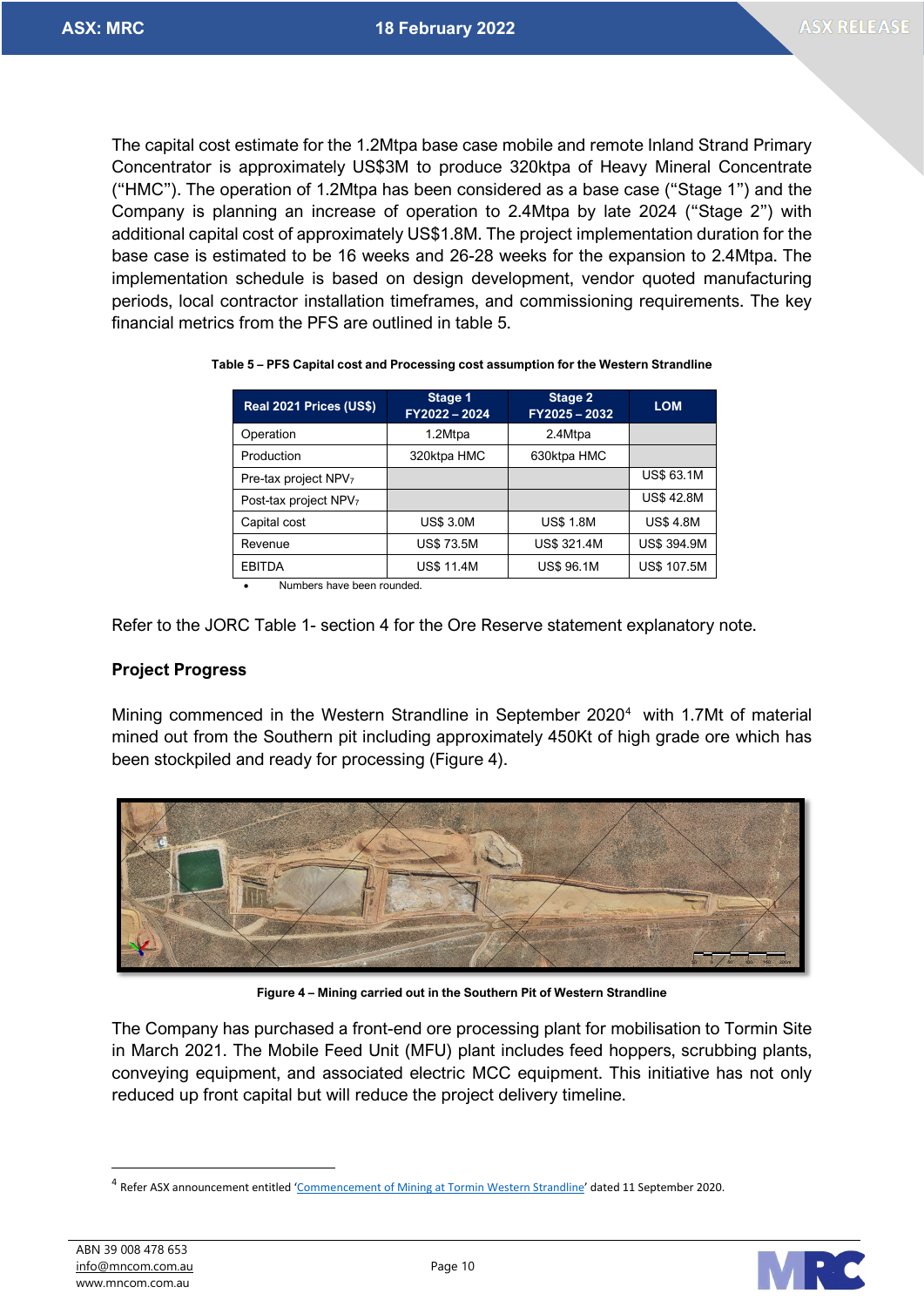The capital cost estimate for the 1.2Mtpa base case mobile and remote Inland Strand Primary Concentrator is approximately US$3M to produce 320ktpa of Heavy Mineral Concentrate ("HMC"). The operation of 1.2Mtpa has been considered as a base case ("Stage 1") and the Company is planning an increase of operation to 2.4Mtpa by late 2024 ("Stage 2") with additional capital cost of approximately US$1.8M. The project implementation duration for the base case is estimated to be 16 weeks and 26-28 weeks for the expansion to 2.4Mtpa. The implementation schedule is based on design development, vendor quoted manufacturing periods, local contractor installation timeframes, and commissioning requirements. The key financial metrics from the PFS are outlined in table 5.

**Table 5 – PFS Capital cost and Processing cost assumption for the Western Strandline**

| Real 2021 Prices (US$) | Stage 1 FY2022 – 2024 | Stage 2 FY2025 – 2032 | LOM |
|---|---|---|---|
| Operation | 1.2Mtpa | 2.4Mtpa | |
| Production | 320ktpa HMC | 630ktpa HMC | |
| Pre-tax project $NPV_7$ | | | US$ 63.1M |
| Post-tax project $NPV_7$ | | | US$ 42.8M |
| Capital cost | US$ 3.0M | US$ 1.8M | US$ 4.8M |
| Revenue | US$ 73.5M | US$ 321.4M | US$ 394.9M |
| EBITDA | US$ 11.4M | US$ 96.1M | US$ 107.5M |

- Numbers have been rounded.

Refer to the JORC Table 1- section 4 for the Ore Reserve statement explanatory note.

## Project Progress

Mining commenced in the Western Strandline in September 2020[4] with 1.7Mt of material mined out from the Southern pit including approximately 450Kt of high grade ore which has been stockpiled and ready for processing (Figure 4).

**Figure 4 – Mining carried out in the Southern Pit of Western Strandline**

The Company has purchased a front-end ore processing plant for mobilisation to Tormin Site in March 2021. The Mobile Feed Unit (MFU) plant includes feed hoppers, scrubbing plants, conveying equipment, and associated electric MCC equipment. This initiative has not only reduced up front capital but will reduce the project delivery timeline.

[4] Refer ASX announcement entitled 'Commencement of Mining at Tormin Western Strandline' dated 11 September 2020.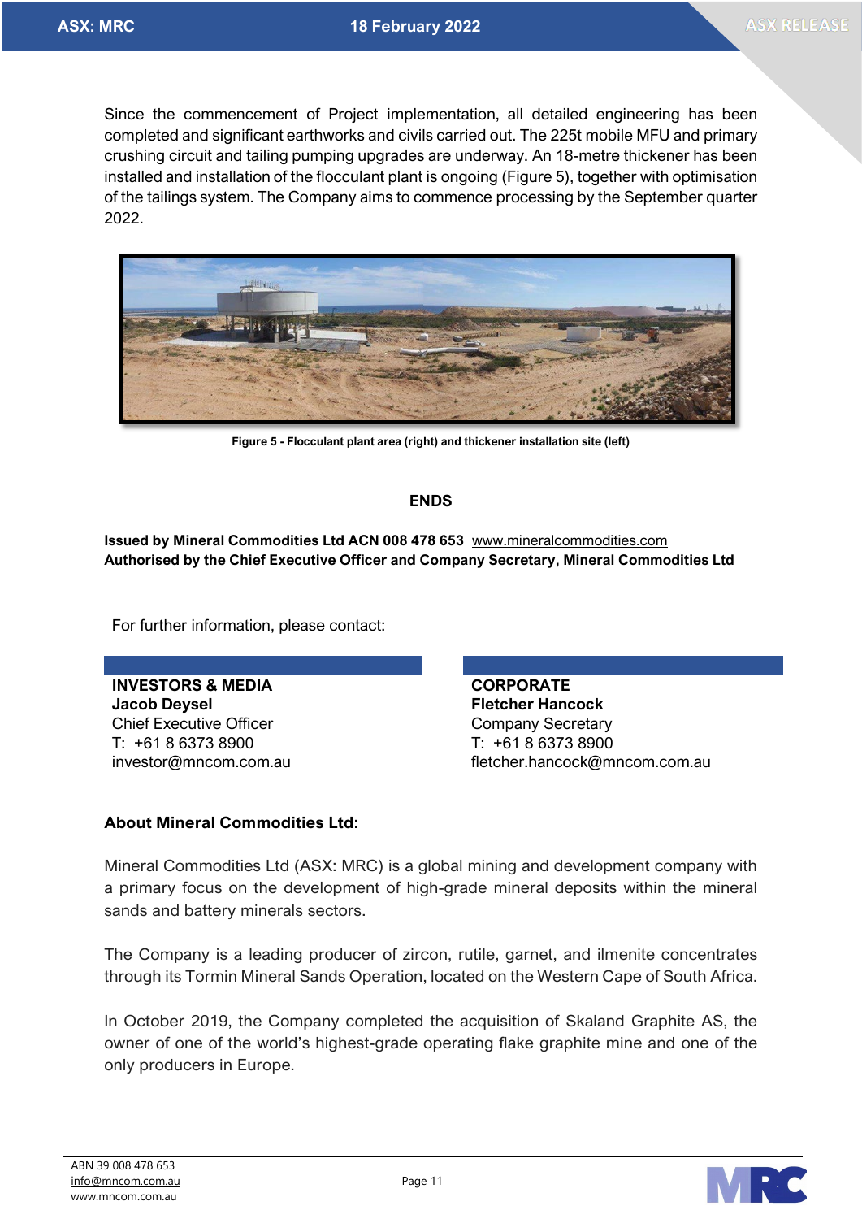Since the commencement of Project implementation, all detailed engineering has been completed and significant earthworks and civils carried out. The 225t mobile MFU and primary crushing circuit and tailing pumping upgrades are underway. An 18-metre thickener has been installed and installation of the flocculant plant is ongoing (Figure 5), together with optimisation of the tailings system. The Company aims to commence processing by the September quarter 2022.

**Figure 5 - Flocculant plant area (right) and thickener installation site (left)**

**ENDS**

**Issued by Mineral Commodities Ltd ACN 008 478 653** www.mineralcommodities.com
**Authorised by the Chief Executive Officer and Company Secretary, Mineral Commodities Ltd**

For further information, please contact:

**INVESTORS & MEDIA**
**Jacob Deysel**
Chief Executive Officer
T: +61 8 6373 8900
investor@mncom.com.au

**CORPORATE**
**Fletcher Hancock**
Company Secretary
T: +61 8 6373 8900
fletcher.hancock@mncom.com.au

**About Mineral Commodities Ltd:**

Mineral Commodities Ltd (ASX: MRC) is a global mining and development company with a primary focus on the development of high-grade mineral deposits within the mineral sands and battery minerals sectors.

The Company is a leading producer of zircon, rutile, garnet, and ilmenite concentrates through its Tormin Mineral Sands Operation, located on the Western Cape of South Africa.

In October 2019, the Company completed the acquisition of Skaland Graphite AS, the owner of one of the world's highest-grade operating flake graphite mine and one of the only producers in Europe.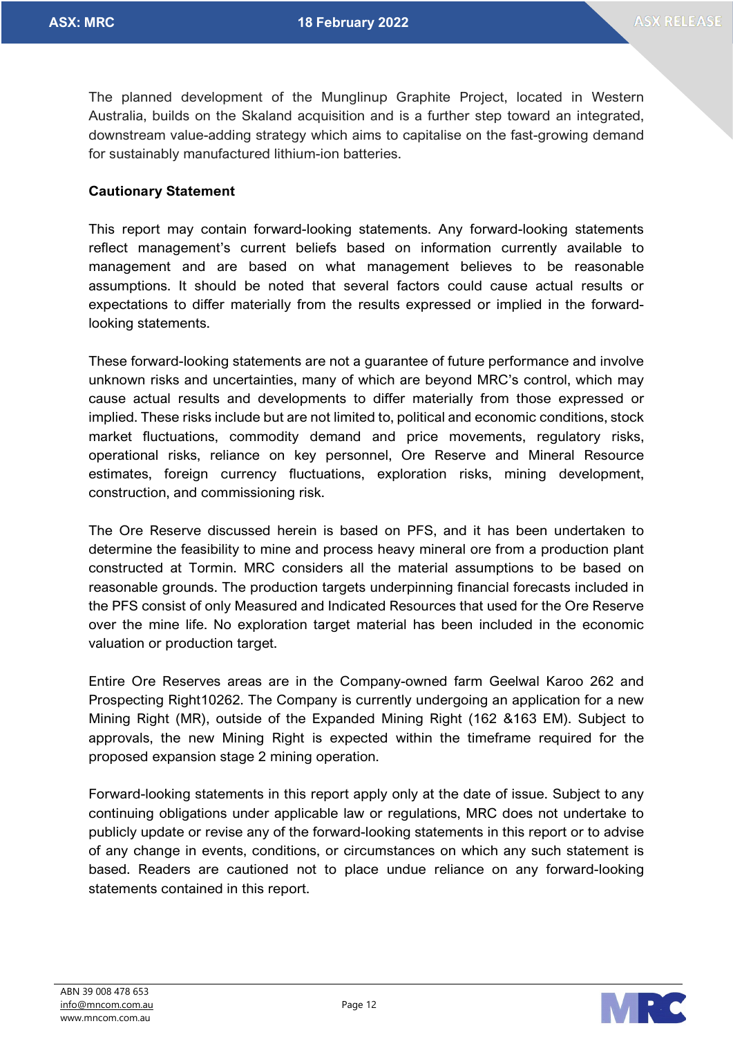The planned development of the Munglinup Graphite Project, located in Western Australia, builds on the Skaland acquisition and is a further step toward an integrated, downstream value-adding strategy which aims to capitalise on the fast-growing demand for sustainably manufactured lithium-ion batteries.

**Cautionary Statement**

This report may contain forward-looking statements. Any forward-looking statements reflect management's current beliefs based on information currently available to management and are based on what management believes to be reasonable assumptions. It should be noted that several factors could cause actual results or expectations to differ materially from the results expressed or implied in the forward-looking statements.

These forward-looking statements are not a guarantee of future performance and involve unknown risks and uncertainties, many of which are beyond MRC's control, which may cause actual results and developments to differ materially from those expressed or implied. These risks include but are not limited to, political and economic conditions, stock market fluctuations, commodity demand and price movements, regulatory risks, operational risks, reliance on key personnel, Ore Reserve and Mineral Resource estimates, foreign currency fluctuations, exploration risks, mining development, construction, and commissioning risk.

The Ore Reserve discussed herein is based on PFS, and it has been undertaken to determine the feasibility to mine and process heavy mineral ore from a production plant constructed at Tormin. MRC considers all the material assumptions to be based on reasonable grounds. The production targets underpinning financial forecasts included in the PFS consist of only Measured and Indicated Resources that used for the Ore Reserve over the mine life. No exploration target material has been included in the economic valuation or production target.

Entire Ore Reserves areas are in the Company-owned farm Geelwal Karoo 262 and Prospecting Right10262. The Company is currently undergoing an application for a new Mining Right (MR), outside of the Expanded Mining Right (162 &163 EM). Subject to approvals, the new Mining Right is expected within the timeframe required for the proposed expansion stage 2 mining operation.

Forward-looking statements in this report apply only at the date of issue. Subject to any continuing obligations under applicable law or regulations, MRC does not undertake to publicly update or revise any of the forward-looking statements in this report or to advise of any change in events, conditions, or circumstances on which any such statement is based. Readers are cautioned not to place undue reliance on any forward-looking statements contained in this report.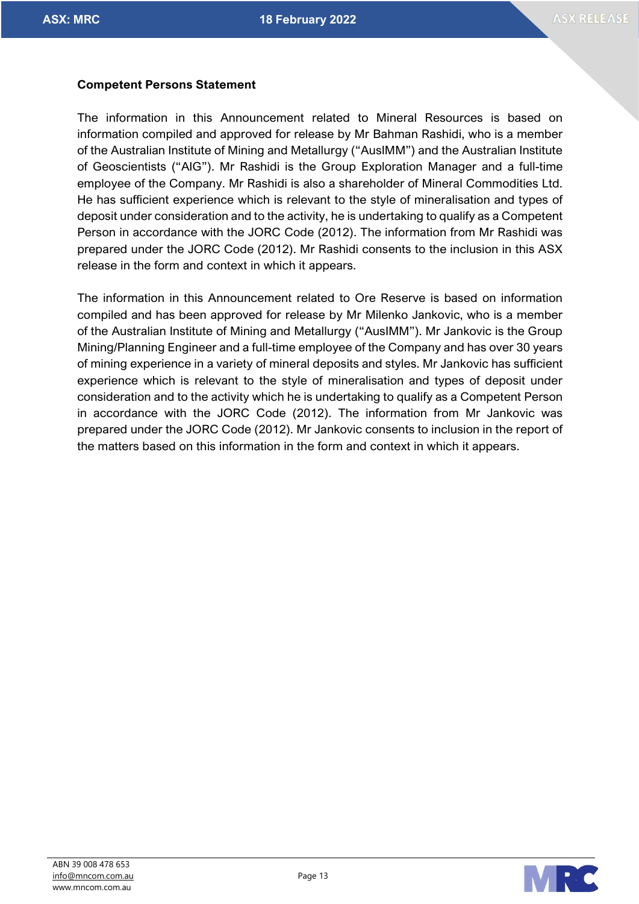**Competent Persons Statement**

The information in this Announcement related to Mineral Resources is based on information compiled and approved for release by Mr Bahman Rashidi, who is a member of the Australian Institute of Mining and Metallurgy ("AusIMM") and the Australian Institute of Geoscientists ("AIG"). Mr Rashidi is the Group Exploration Manager and a full-time employee of the Company. Mr Rashidi is also a shareholder of Mineral Commodities Ltd. He has sufficient experience which is relevant to the style of mineralisation and types of deposit under consideration and to the activity, he is undertaking to qualify as a Competent Person in accordance with the JORC Code (2012). The information from Mr Rashidi was prepared under the JORC Code (2012). Mr Rashidi consents to the inclusion in this ASX release in the form and context in which it appears.

The information in this Announcement related to Ore Reserve is based on information compiled and has been approved for release by Mr Milenko Jankovic, who is a member of the Australian Institute of Mining and Metallurgy ("AusIMM"). Mr Jankovic is the Group Mining/Planning Engineer and a full-time employee of the Company and has over 30 years of mining experience in a variety of mineral deposits and styles. Mr Jankovic has sufficient experience which is relevant to the style of mineralisation and types of deposit under consideration and to the activity which he is undertaking to qualify as a Competent Person in accordance with the JORC Code (2012). The information from Mr Jankovic was prepared under the JORC Code (2012). Mr Jankovic consents to inclusion in the report of the matters based on this information in the form and context in which it appears.